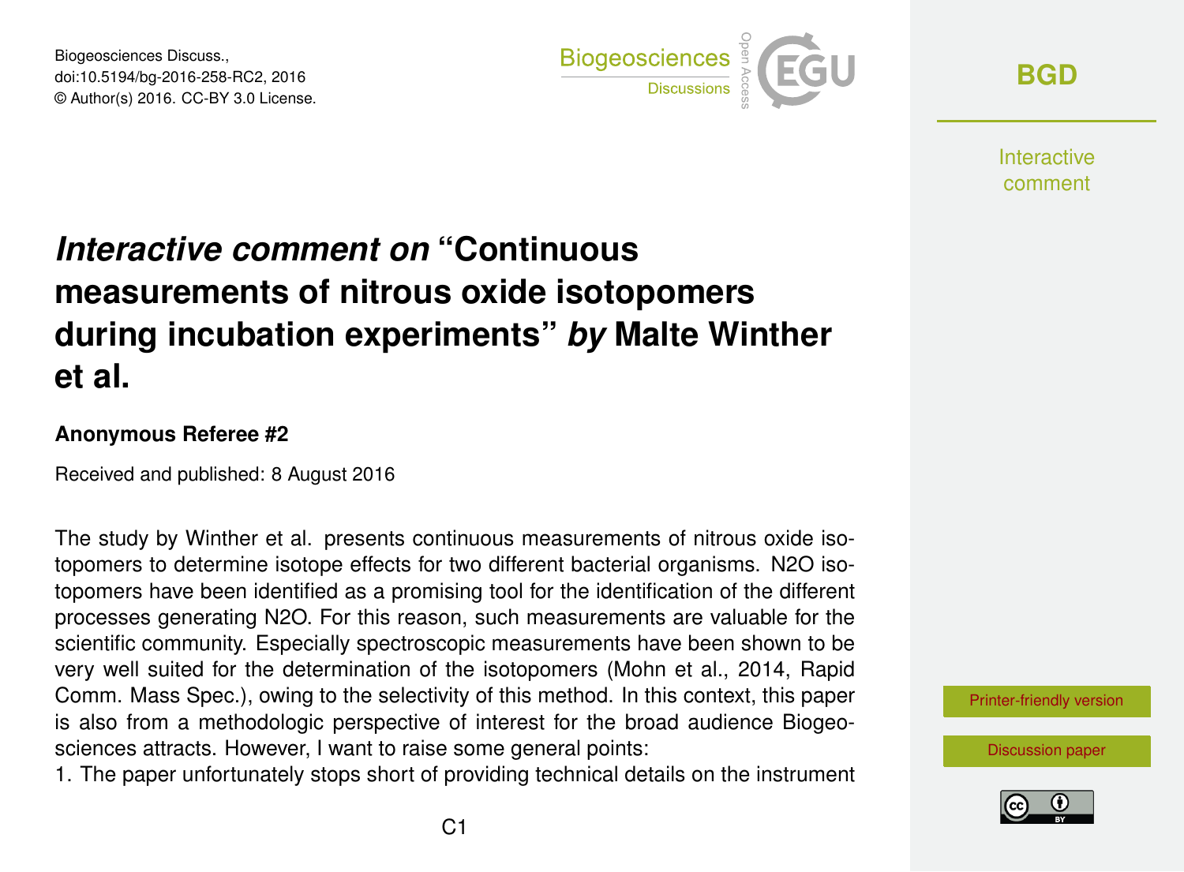# *Interactive comment on* "Continuous measurements of nitrous oxide isotopomers during incubation experiments" *by* Malte Winther et al.

### Anonymous Referee #2

Received and published: 8 August 2016

The study by Winther et al. presents continuous measurements of nitrous oxide isotopomers to determine isotope effects for two different bacterial organisms. N2O isotopomers have been identified as a promising tool for the identification of the different processes generating N2O. For this reason, such measurements are valuable for the scientific community. Especially spectroscopic measurements have been shown to be very well suited for the determination of the isotopomers (Mohn et al., 2014, Rapid Comm. Mass Spec.), owing to the selectivity of this method. In this context, this paper is also from a methodologic perspective of interest for the broad audience Biogeosciences attracts. However, I want to raise some general points:

1. The paper unfortunately stops short of providing technical details on the instrument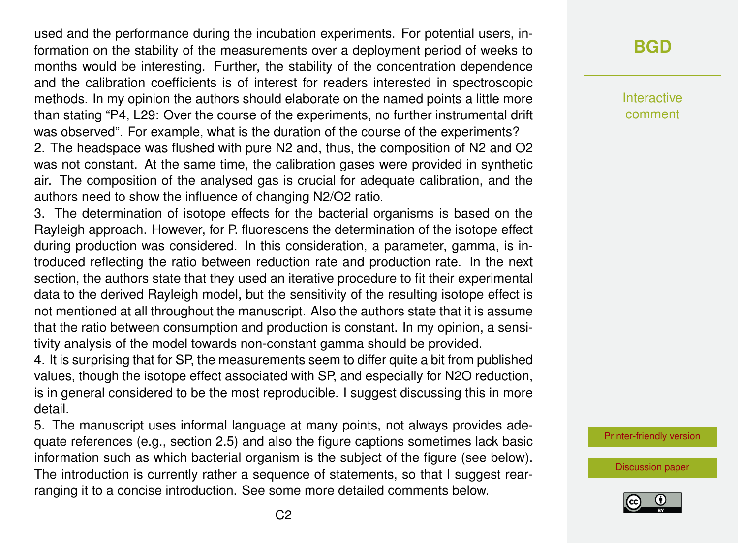used and the performance during the incubation experiments. For potential users, information on the stability of the measurements over a deployment period of weeks to months would be interesting. Further, the stability of the concentration dependence and the calibration coefficients is of interest for readers interested in spectroscopic methods. In my opinion the authors should elaborate on the named points a little more than stating "P4, L29: Over the course of the experiments, no further instrumental drift was observed". For example, what is the duration of the course of the experiments?

2. The headspace was flushed with pure $N_2$ and, thus, the composition of $N_2$ and $O_2$ was not constant. At the same time, the calibration gases were provided in synthetic air. The composition of the analysed gas is crucial for adequate calibration, and the authors need to show the influence of changing $N_2/O_2$ ratio.

3. The determination of isotope effects for the bacterial organisms is based on the Rayleigh approach. However, for P. fluorescens the determination of the isotope effect during production was considered. In this consideration, a parameter, gamma, is introduced reflecting the ratio between reduction rate and production rate. In the next section, the authors state that they used an iterative procedure to fit their experimental data to the derived Rayleigh model, but the sensitivity of the resulting isotope effect is not mentioned at all throughout the manuscript. Also the authors state that it is assume that the ratio between consumption and production is constant. In my opinion, a sensitivity analysis of the model towards non-constant gamma should be provided.

4. It is surprising that for SP, the measurements seem to differ quite a bit from published values, though the isotope effect associated with SP, and especially for $N_2O$ reduction, is in general considered to be the most reproducible. I suggest discussing this in more detail.

5. The manuscript uses informal language at many points, not always provides adequate references (e.g., section 2.5) and also the figure captions sometimes lack basic information such as which bacterial organism is the subject of the figure (see below). The introduction is currently rather a sequence of statements, so that I suggest rearranging it to a concise introduction. See some more detailed comments below.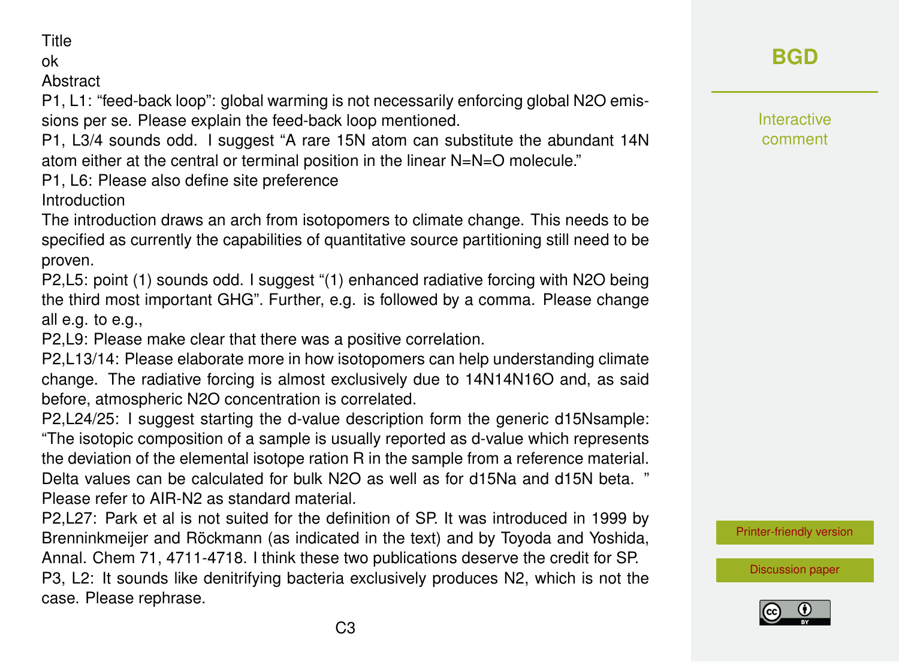Title

ok

Abstract

P1, L1: “feed-back loop”: global warming is not necessarily enforcing global $N_2O$ emissions per se. Please explain the feed-back loop mentioned.

P1, L3/4 sounds odd. I suggest “A rare $^{15}N$ atom can substitute the abundant $^{14}N$ atom either at the central or terminal position in the linear N=N=O molecule.”

P1, L6: Please also define site preference

Introduction

The introduction draws an arch from isotopomers to climate change. This needs to be specified as currently the capabilities of quantitative source partitioning still need to be proven.

P2,L5: point (1) sounds odd. I suggest “(1) enhanced radiative forcing with $N_2O$ being the third most important GHG”. Further, e.g. is followed by a comma. Please change all e.g. to e.g.,

P2,L9: Please make clear that there was a positive correlation.

P2,L13/14: Please elaborate more in how isotopomers can help understanding climate change. The radiative forcing is almost exclusively due to $^{14}N^{14}N^{16}O$ and, as said before, atmospheric $N_2O$ concentration is correlated.

P2,L24/25: I suggest starting the d-value description form the generic $d^{15}N_{sample}$: “The isotopic composition of a sample is usually reported as d-value which represents the deviation of the elemental isotope ration R in the sample from a reference material. Delta values can be calculated for bulk $N_2O$ as well as for $d^{15}N_a$ and $d^{15}N$ beta. ” Please refer to AIR-$N_2$ as standard material.

P2,L27: Park et al is not suited for the definition of SP. It was introduced in 1999 by Brenninkmeijer and Röckmann (as indicated in the text) and by Toyoda and Yoshida, Annal. Chem 71, 4711-4718. I think these two publications deserve the credit for SP.

P3, L2: It sounds like denitrifying bacteria exclusively produces $N_2$, which is not the case. Please rephrase.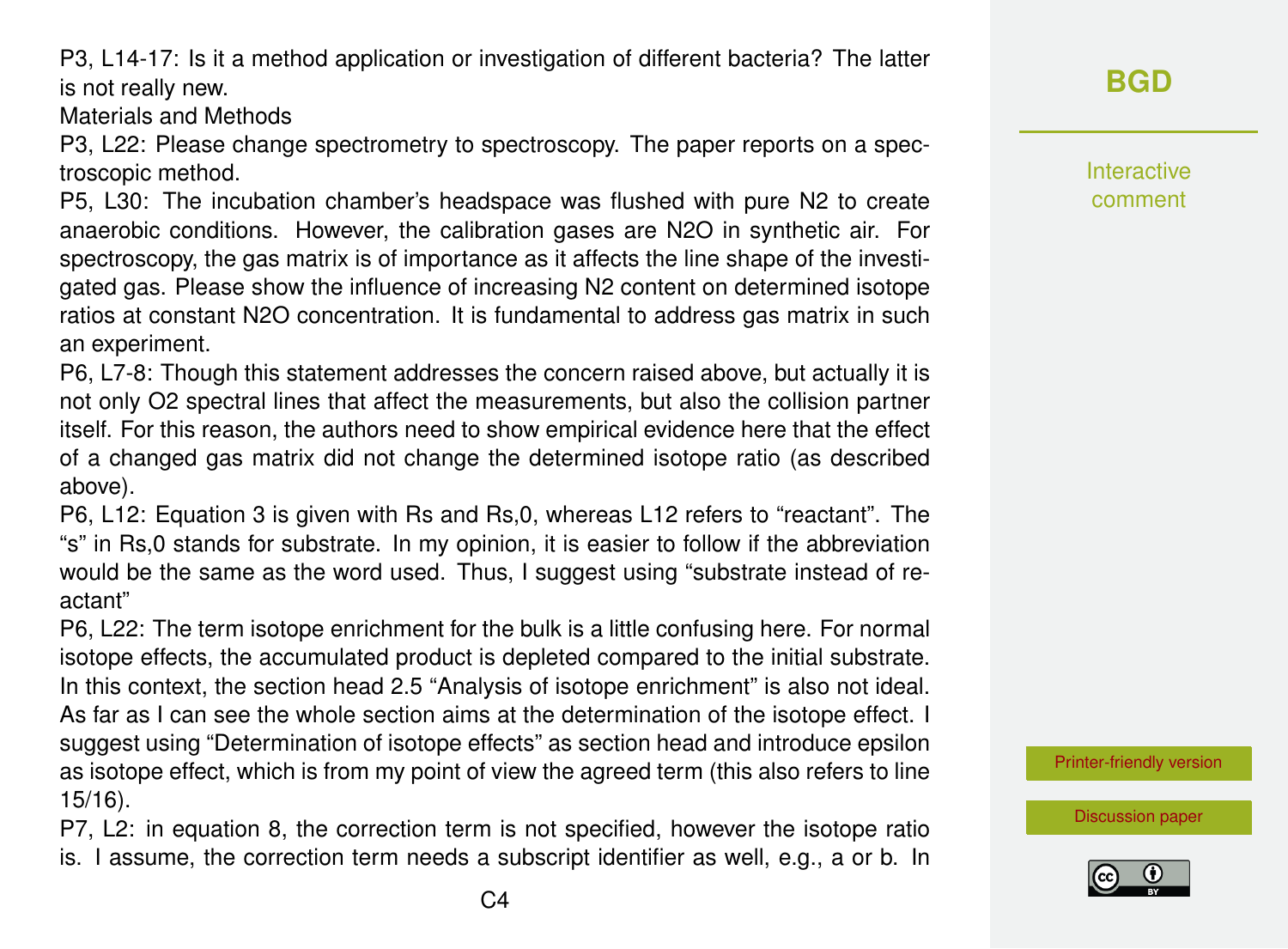P3, L14-17: Is it a method application or investigation of different bacteria? The latter is not really new.

Materials and Methods

P3, L22: Please change spectrometry to spectroscopy. The paper reports on a spectroscopic method.

P5, L30: The incubation chamber's headspace was flushed with pure $N_2$ to create anaerobic conditions. However, the calibration gases are $N_2O$ in synthetic air. For spectroscopy, the gas matrix is of importance as it affects the line shape of the investigated gas. Please show the influence of increasing $N_2$ content on determined isotope ratios at constant $N_2O$ concentration. It is fundamental to address gas matrix in such an experiment.

P6, L7-8: Though this statement addresses the concern raised above, but actually it is not only $O_2$ spectral lines that affect the measurements, but also the collision partner itself. For this reason, the authors need to show empirical evidence here that the effect of a changed gas matrix did not change the determined isotope ratio (as described above).

P6, L12: Equation 3 is given with $R_s$ and $R_{s,0}$, whereas L12 refers to "reactant". The "s" in $R_{s,0}$ stands for substrate. In my opinion, it is easier to follow if the abbreviation would be the same as the word used. Thus, I suggest using "substrate instead of reactant"

P6, L22: The term isotope enrichment for the bulk is a little confusing here. For normal isotope effects, the accumulated product is depleted compared to the initial substrate. In this context, the section head 2.5 "Analysis of isotope enrichment" is also not ideal. As far as I can see the whole section aims at the determination of the isotope effect. I suggest using "Determination of isotope effects" as section head and introduce epsilon as isotope effect, which is from my point of view the agreed term (this also refers to line 15/16).

P7, L2: in equation 8, the correction term is not specified, however the isotope ratio is. I assume, the correction term needs a subscript identifier as well, e.g., a or b. In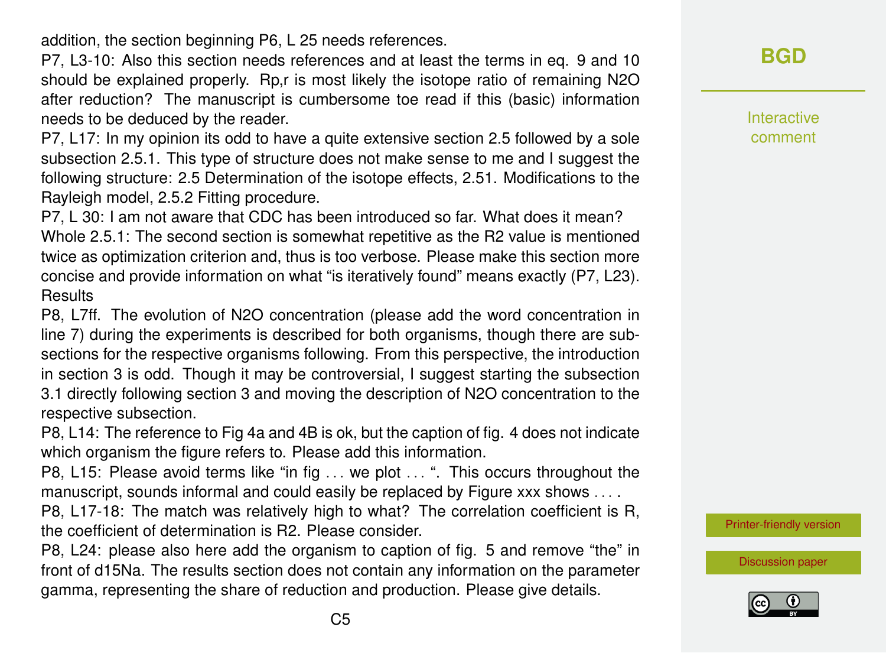addition, the section beginning P6, L 25 needs references.

P7, L3-10: Also this section needs references and at least the terms in eq. 9 and 10 should be explained properly. Rp,r is most likely the isotope ratio of remaining $N_2O$ after reduction? The manuscript is cumbersome toe read if this (basic) information needs to be deduced by the reader.

P7, L17: In my opinion its odd to have a quite extensive section 2.5 followed by a sole subsection 2.5.1. This type of structure does not make sense to me and I suggest the following structure: 2.5 Determination of the isotope effects, 2.51. Modifications to the Rayleigh model, 2.5.2 Fitting procedure.

P7, L 30: I am not aware that CDC has been introduced so far. What does it mean?

Whole 2.5.1: The second section is somewhat repetitive as the R2 value is mentioned twice as optimization criterion and, thus is too verbose. Please make this section more concise and provide information on what "is iteratively found" means exactly (P7, L23).

Results

P8, L7ff. The evolution of $N_2O$ concentration (please add the word concentration in line 7) during the experiments is described for both organisms, though there are subsections for the respective organisms following. From this perspective, the introduction in section 3 is odd. Though it may be controversial, I suggest starting the subsection 3.1 directly following section 3 and moving the description of $N_2O$ concentration to the respective subsection.

P8, L14: The reference to Fig 4a and 4B is ok, but the caption of fig. 4 does not indicate which organism the figure refers to. Please add this information.

P8, L15: Please avoid terms like "in fig . . . we plot . . . ". This occurs throughout the manuscript, sounds informal and could easily be replaced by Figure xxx shows . . . .

P8, L17-18: The match was relatively high to what? The correlation coefficient is R, the coefficient of determination is $R^2$. Please consider.

P8, L24: please also here add the organism to caption of fig. 5 and remove "the" in front of d15Na. The results section does not contain any information on the parameter gamma, representing the share of reduction and production. Please give details.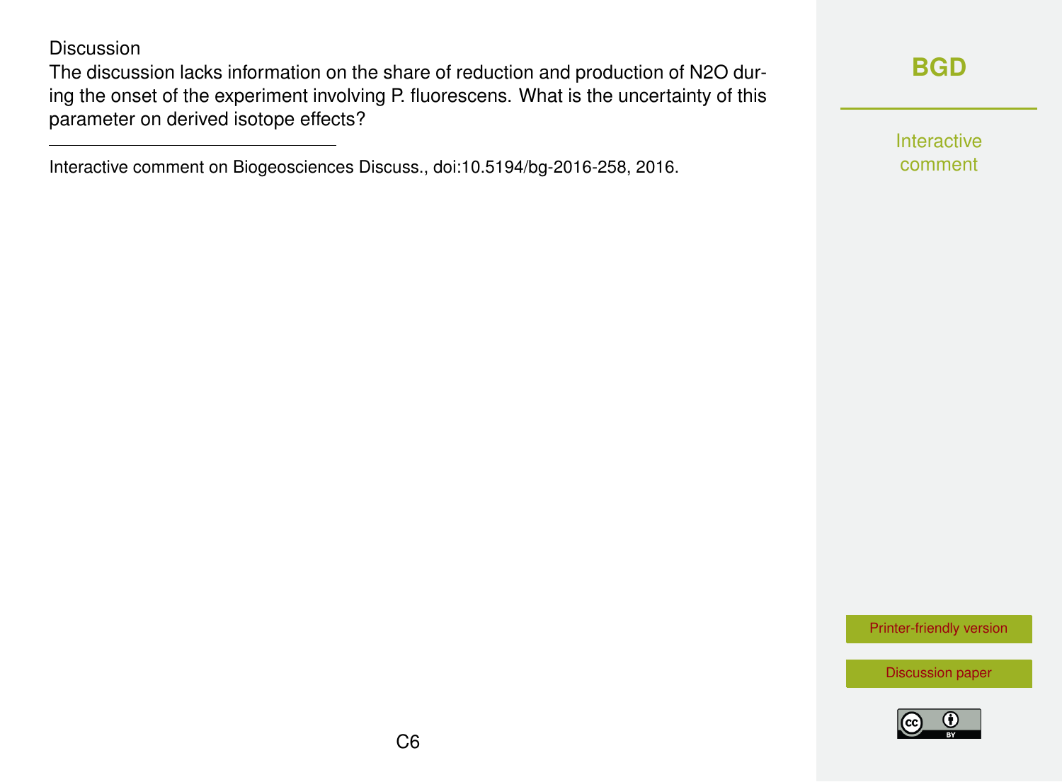Discussion

The discussion lacks information on the share of reduction and production of N2O during the onset of the experiment involving P. fluorescens. What is the uncertainty of this parameter on derived isotope effects?

---

Interactive comment on Biogeosciences Discuss., doi:10.5194/bg-2016-258, 2016.